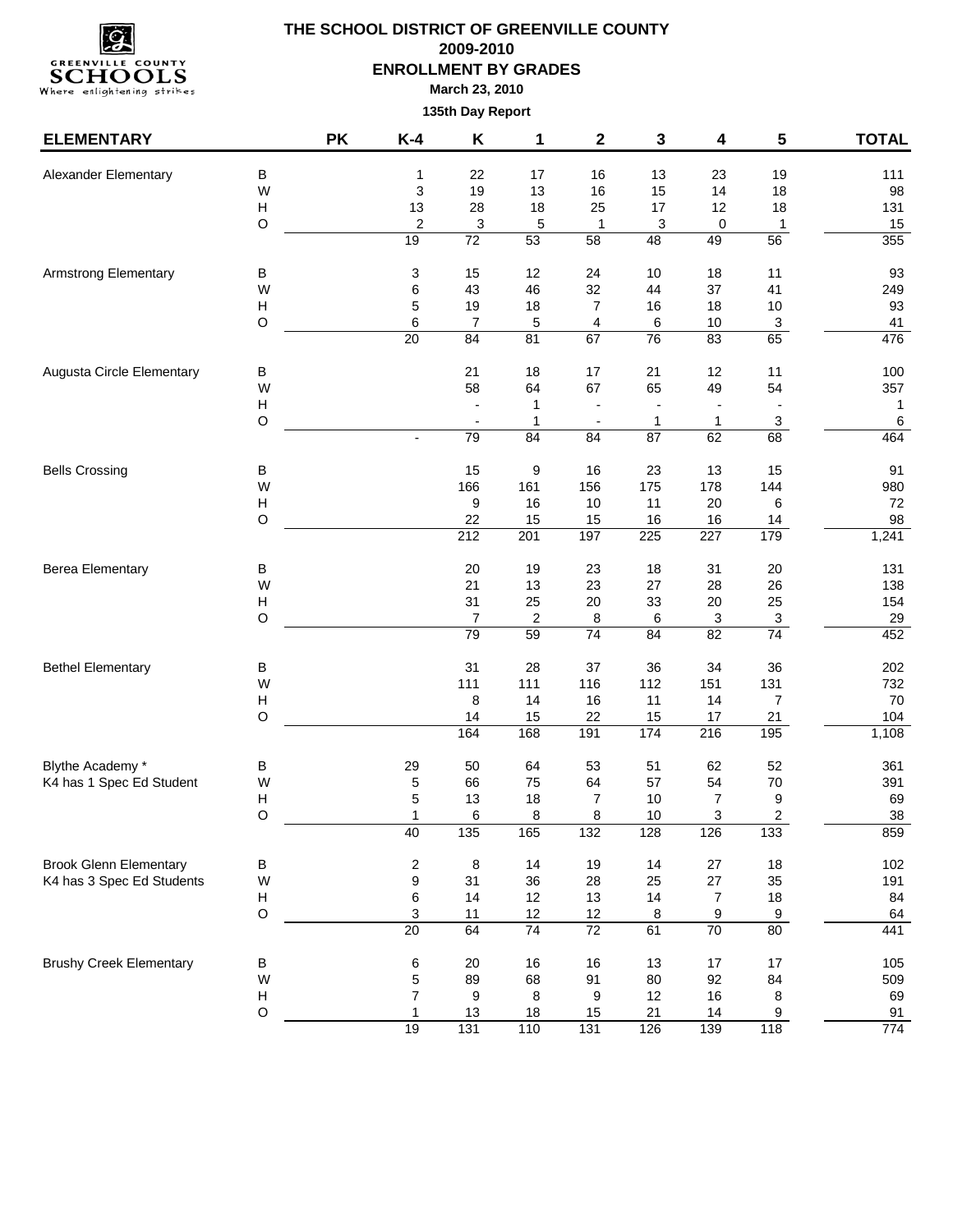# THE SCHOOL DISTRICT OF GREENVILLE COUNTY

## 2009-2010

## ENROLLMENT BY GRADES

**March 23, 2010**

**135th Day Report**

| ELEMENTARY | | PK | K-4 | K | 1 | 2 | 3 | 4 | 5 | TOTAL |
|---|---|---|---|---|---|---|---|---|---|---|
| Alexander Elementary | B | | 1 | 22 | 17 | 16 | 13 | 23 | 19 | 111 |
| | W | | 3 | 19 | 13 | 16 | 15 | 14 | 18 | 98 |
| | H | | 13 | 28 | 18 | 25 | 17 | 12 | 18 | 131 |
| | O | | 2 | 3 | 5 | 1 | 3 | 0 | 1 | 15 |
| | | | 19 | 72 | 53 | 58 | 48 | 49 | 56 | 355 |
| Armstrong Elementary | B | | 3 | 15 | 12 | 24 | 10 | 18 | 11 | 93 |
| | W | | 6 | 43 | 46 | 32 | 44 | 37 | 41 | 249 |
| | H | | 5 | 19 | 18 | 7 | 16 | 18 | 10 | 93 |
| | O | | 6 | 7 | 5 | 4 | 6 | 10 | 3 | 41 |
| | | | 20 | 84 | 81 | 67 | 76 | 83 | 65 | 476 |
| Augusta Circle Elementary | B | | | 21 | 18 | 17 | 21 | 12 | 11 | 100 |
| | W | | | 58 | 64 | 67 | 65 | 49 | 54 | 357 |
| | H | | | - | 1 | - | - | - | - | 1 |
| | O | | | - | 1 | - | 1 | 1 | 3 | 6 |
| | | | - | 79 | 84 | 84 | 87 | 62 | 68 | 464 |
| Bells Crossing | B | | | 15 | 9 | 16 | 23 | 13 | 15 | 91 |
| | W | | | 166 | 161 | 156 | 175 | 178 | 144 | 980 |
| | H | | | 9 | 16 | 10 | 11 | 20 | 6 | 72 |
| | O | | | 22 | 15 | 15 | 16 | 16 | 14 | 98 |
| | | | | 212 | 201 | 197 | 225 | 227 | 179 | 1,241 |
| Berea Elementary | B | | | 20 | 19 | 23 | 18 | 31 | 20 | 131 |
| | W | | | 21 | 13 | 23 | 27 | 28 | 26 | 138 |
| | H | | | 31 | 25 | 20 | 33 | 20 | 25 | 154 |
| | O | | | 7 | 2 | 8 | 6 | 3 | 3 | 29 |
| | | | | 79 | 59 | 74 | 84 | 82 | 74 | 452 |
| Bethel Elementary | B | | | 31 | 28 | 37 | 36 | 34 | 36 | 202 |
| | W | | | 111 | 111 | 116 | 112 | 151 | 131 | 732 |
| | H | | | 8 | 14 | 16 | 11 | 14 | 7 | 70 |
| | O | | | 14 | 15 | 22 | 15 | 17 | 21 | 104 |
| | | | | 164 | 168 | 191 | 174 | 216 | 195 | 1,108 |
| Blythe Academy * | B | | 29 | 50 | 64 | 53 | 51 | 62 | 52 | 361 |
| K4 has 1 Spec Ed Student | W | | 5 | 66 | 75 | 64 | 57 | 54 | 70 | 391 |
| | H | | 5 | 13 | 18 | 7 | 10 | 7 | 9 | 69 |
| | O | | 1 | 6 | 8 | 8 | 10 | 3 | 2 | 38 |
| | | | 40 | 135 | 165 | 132 | 128 | 126 | 133 | 859 |
| Brook Glenn Elementary | B | | 2 | 8 | 14 | 19 | 14 | 27 | 18 | 102 |
| K4 has 3 Spec Ed Students | W | | 9 | 31 | 36 | 28 | 25 | 27 | 35 | 191 |
| | H | | 6 | 14 | 12 | 13 | 14 | 7 | 18 | 84 |
| | O | | 3 | 11 | 12 | 12 | 8 | 9 | 9 | 64 |
| | | | 20 | 64 | 74 | 72 | 61 | 70 | 80 | 441 |
| Brushy Creek Elementary | B | | 6 | 20 | 16 | 16 | 13 | 17 | 17 | 105 |
| | W | | 5 | 89 | 68 | 91 | 80 | 92 | 84 | 509 |
| | H | | 7 | 9 | 8 | 9 | 12 | 16 | 8 | 69 |
| | O | | 1 | 13 | 18 | 15 | 21 | 14 | 9 | 91 |
| | | | 19 | 131 | 110 | 131 | 126 | 139 | 118 | 774 |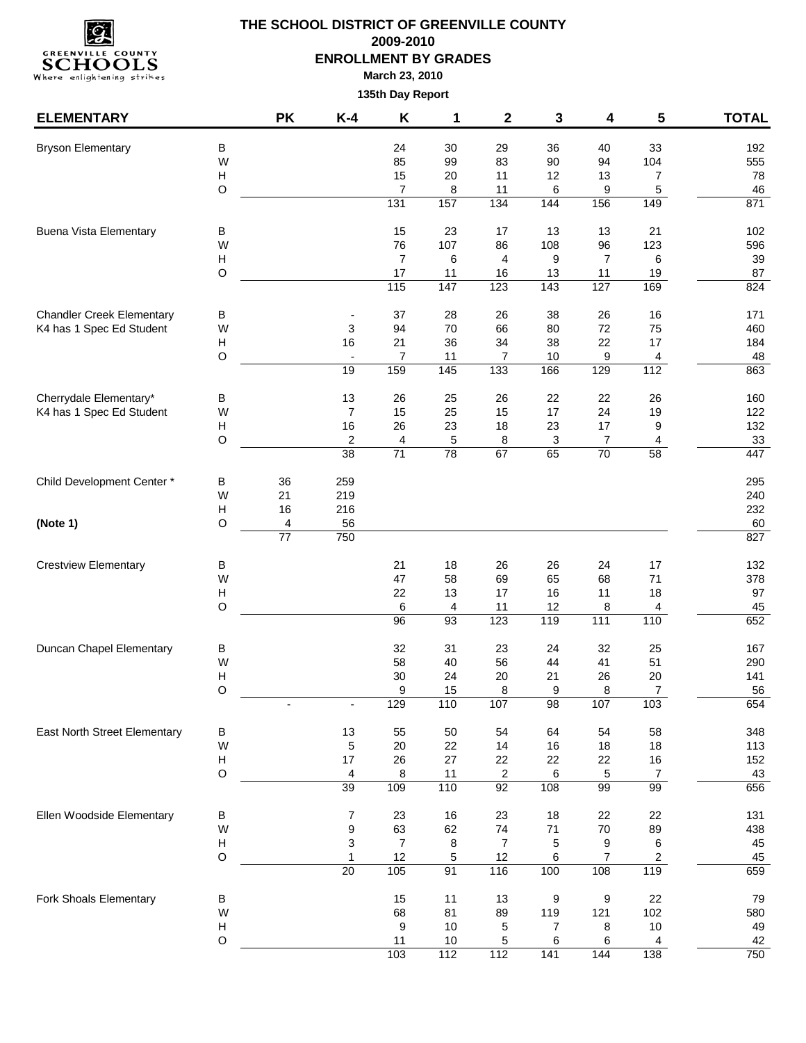# THE SCHOOL DISTRICT OF GREENVILLE COUNTY

## 2009-2010

## ENROLLMENT BY GRADES

**March 23, 2010**

**135th Day Report**

| ELEMENTARY | | PK | K-4 | K | 1 | 2 | 3 | 4 | 5 | TOTAL |
|---|---|---|---|---|---|---|---|---|---|---|
| Bryson Elementary | B | | | 24 | 30 | 29 | 36 | 40 | 33 | 192 |
| | W | | | 85 | 99 | 83 | 90 | 94 | 104 | 555 |
| | H | | | 15 | 20 | 11 | 12 | 13 | 7 | 78 |
| | O | | | 7 | 8 | 11 | 6 | 9 | 5 | 46 |
| | | | | 131 | 157 | 134 | 144 | 156 | 149 | 871 |
| Buena Vista Elementary | B | | | 15 | 23 | 17 | 13 | 13 | 21 | 102 |
| | W | | | 76 | 107 | 86 | 108 | 96 | 123 | 596 |
| | H | | | 7 | 6 | 4 | 9 | 7 | 6 | 39 |
| | O | | | 17 | 11 | 16 | 13 | 11 | 19 | 87 |
| | | | | 115 | 147 | 123 | 143 | 127 | 169 | 824 |
| Chandler Creek Elementary | B | | - | 37 | 28 | 26 | 38 | 26 | 16 | 171 |
| K4 has 1 Spec Ed Student | W | | 3 | 94 | 70 | 66 | 80 | 72 | 75 | 460 |
| | H | | 16 | 21 | 36 | 34 | 38 | 22 | 17 | 184 |
| | O | | - | 7 | 11 | 7 | 10 | 9 | 4 | 48 |
| | | | 19 | 159 | 145 | 133 | 166 | 129 | 112 | 863 |
| Cherrydale Elementary* | B | | 13 | 26 | 25 | 26 | 22 | 22 | 26 | 160 |
| K4 has 1 Spec Ed Student | W | | 7 | 15 | 25 | 15 | 17 | 24 | 19 | 122 |
| | H | | 16 | 26 | 23 | 18 | 23 | 17 | 9 | 132 |
| | O | | 2 | 4 | 5 | 8 | 3 | 7 | 4 | 33 |
| | | | 38 | 71 | 78 | 67 | 65 | 70 | 58 | 447 |
| Child Development Center * | B | 36 | 259 | | | | | | | 295 |
| | W | 21 | 219 | | | | | | | 240 |
| | H | 16 | 216 | | | | | | | 232 |
| **(Note 1)** | O | 4 | 56 | | | | | | | 60 |
| | | 77 | 750 | | | | | | | 827 |
| Crestview Elementary | B | | | 21 | 18 | 26 | 26 | 24 | 17 | 132 |
| | W | | | 47 | 58 | 69 | 65 | 68 | 71 | 378 |
| | H | | | 22 | 13 | 17 | 16 | 11 | 18 | 97 |
| | O | | | 6 | 4 | 11 | 12 | 8 | 4 | 45 |
| | | | | 96 | 93 | 123 | 119 | 111 | 110 | 652 |
| Duncan Chapel Elementary | B | | | 32 | 31 | 23 | 24 | 32 | 25 | 167 |
| | W | | | 58 | 40 | 56 | 44 | 41 | 51 | 290 |
| | H | | | 30 | 24 | 20 | 21 | 26 | 20 | 141 |
| | O | | | 9 | 15 | 8 | 9 | 8 | 7 | 56 |
| | | - | - | 129 | 110 | 107 | 98 | 107 | 103 | 654 |
| East North Street Elementary | B | | 13 | 55 | 50 | 54 | 64 | 54 | 58 | 348 |
| | W | | 5 | 20 | 22 | 14 | 16 | 18 | 18 | 113 |
| | H | | 17 | 26 | 27 | 22 | 22 | 22 | 16 | 152 |
| | O | | 4 | 8 | 11 | 2 | 6 | 5 | 7 | 43 |
| | | | 39 | 109 | 110 | 92 | 108 | 99 | 99 | 656 |
| Ellen Woodside Elementary | B | | 7 | 23 | 16 | 23 | 18 | 22 | 22 | 131 |
| | W | | 9 | 63 | 62 | 74 | 71 | 70 | 89 | 438 |
| | H | | 3 | 7 | 8 | 7 | 5 | 9 | 6 | 45 |
| | O | | 1 | 12 | 5 | 12 | 6 | 7 | 2 | 45 |
| | | | 20 | 105 | 91 | 116 | 100 | 108 | 119 | 659 |
| Fork Shoals Elementary | B | | | 15 | 11 | 13 | 9 | 9 | 22 | 79 |
| | W | | | 68 | 81 | 89 | 119 | 121 | 102 | 580 |
| | H | | | 9 | 10 | 5 | 7 | 8 | 10 | 49 |
| | O | | | 11 | 10 | 5 | 6 | 6 | 4 | 42 |
| | | | | 103 | 112 | 112 | 141 | 144 | 138 | 750 |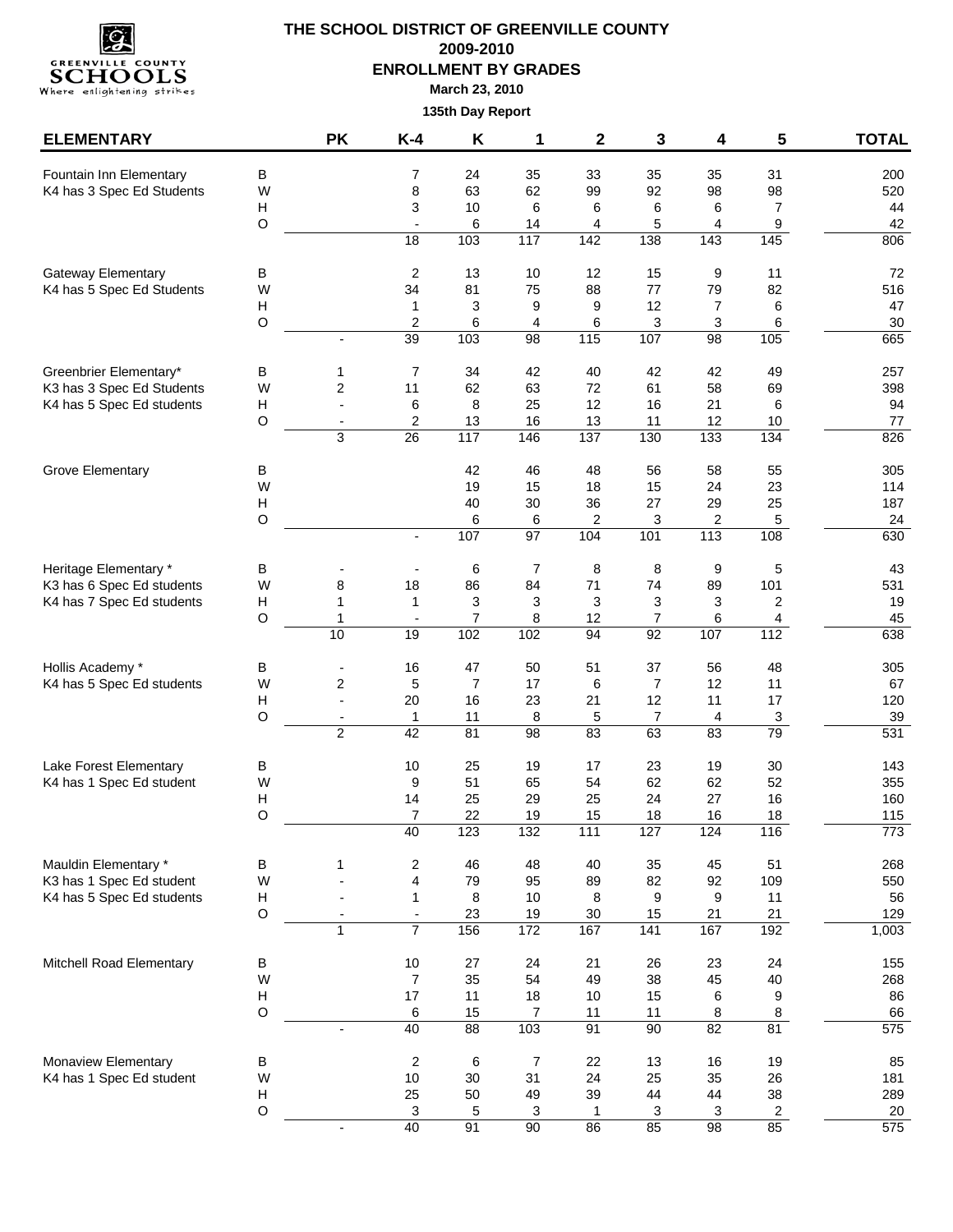# THE SCHOOL DISTRICT OF GREENVILLE COUNTY

## 2009-2010

## ENROLLMENT BY GRADES

**March 23, 2010**

**135th Day Report**

| ELEMENTARY | | PK | K-4 | K | 1 | 2 | 3 | 4 | 5 | TOTAL |
|---|---|---|---|---|---|---|---|---|---|---|
| Fountain Inn Elementary | B | | 7 | 24 | 35 | 33 | 35 | 35 | 31 | 200 |
| K4 has 3 Spec Ed Students | W | | 8 | 63 | 62 | 99 | 92 | 98 | 98 | 520 |
| | H | | 3 | 10 | 6 | 6 | 6 | 6 | 7 | 44 |
| | O | | - | 6 | 14 | 4 | 5 | 4 | 9 | 42 |
| | | | 18 | 103 | 117 | 142 | 138 | 143 | 145 | 806 |
| Gateway Elementary | B | | 2 | 13 | 10 | 12 | 15 | 9 | 11 | 72 |
| K4 has 5 Spec Ed Students | W | | 34 | 81 | 75 | 88 | 77 | 79 | 82 | 516 |
| | H | | 1 | 3 | 9 | 9 | 12 | 7 | 6 | 47 |
| | O | | 2 | 6 | 4 | 6 | 3 | 3 | 6 | 30 |
| | | - | 39 | 103 | 98 | 115 | 107 | 98 | 105 | 665 |
| Greenbrier Elementary* | B | 1 | 7 | 34 | 42 | 40 | 42 | 42 | 49 | 257 |
| K3 has 3 Spec Ed Students | W | 2 | 11 | 62 | 63 | 72 | 61 | 58 | 69 | 398 |
| K4 has 5 Spec Ed students | H | - | 6 | 8 | 25 | 12 | 16 | 21 | 6 | 94 |
| | O | - | 2 | 13 | 16 | 13 | 11 | 12 | 10 | 77 |
| | | 3 | 26 | 117 | 146 | 137 | 130 | 133 | 134 | 826 |
| Grove Elementary | B | | | 42 | 46 | 48 | 56 | 58 | 55 | 305 |
| | W | | | 19 | 15 | 18 | 15 | 24 | 23 | 114 |
| | H | | | 40 | 30 | 36 | 27 | 29 | 25 | 187 |
| | O | | | 6 | 6 | 2 | 3 | 2 | 5 | 24 |
| | | | - | 107 | 97 | 104 | 101 | 113 | 108 | 630 |
| Heritage Elementary * | B | - | - | 6 | 7 | 8 | 8 | 9 | 5 | 43 |
| K3 has 6 Spec Ed students | W | 8 | 18 | 86 | 84 | 71 | 74 | 89 | 101 | 531 |
| K4 has 7 Spec Ed students | H | 1 | 1 | 3 | 3 | 3 | 3 | 3 | 2 | 19 |
| | O | 1 | - | 7 | 8 | 12 | 7 | 6 | 4 | 45 |
| | | 10 | 19 | 102 | 102 | 94 | 92 | 107 | 112 | 638 |
| Hollis Academy * | B | - | 16 | 47 | 50 | 51 | 37 | 56 | 48 | 305 |
| K4 has 5 Spec Ed students | W | 2 | 5 | 7 | 17 | 6 | 7 | 12 | 11 | 67 |
| | H | - | 20 | 16 | 23 | 21 | 12 | 11 | 17 | 120 |
| | O | - | 1 | 11 | 8 | 5 | 7 | 4 | 3 | 39 |
| | | 2 | 42 | 81 | 98 | 83 | 63 | 83 | 79 | 531 |
| Lake Forest Elementary | B | | 10 | 25 | 19 | 17 | 23 | 19 | 30 | 143 |
| K4 has 1 Spec Ed student | W | | 9 | 51 | 65 | 54 | 62 | 62 | 52 | 355 |
| | H | | 14 | 25 | 29 | 25 | 24 | 27 | 16 | 160 |
| | O | | 7 | 22 | 19 | 15 | 18 | 16 | 18 | 115 |
| | | | 40 | 123 | 132 | 111 | 127 | 124 | 116 | 773 |
| Mauldin Elementary * | B | 1 | 2 | 46 | 48 | 40 | 35 | 45 | 51 | 268 |
| K3 has 1 Spec Ed student | W | - | 4 | 79 | 95 | 89 | 82 | 92 | 109 | 550 |
| K4 has 5 Spec Ed students | H | - | 1 | 8 | 10 | 8 | 9 | 9 | 11 | 56 |
| | O | - | - | 23 | 19 | 30 | 15 | 21 | 21 | 129 |
| | | 1 | 7 | 156 | 172 | 167 | 141 | 167 | 192 | 1,003 |
| Mitchell Road Elementary | B | | 10 | 27 | 24 | 21 | 26 | 23 | 24 | 155 |
| | W | | 7 | 35 | 54 | 49 | 38 | 45 | 40 | 268 |
| | H | | 17 | 11 | 18 | 10 | 15 | 6 | 9 | 86 |
| | O | | 6 | 15 | 7 | 11 | 11 | 8 | 8 | 66 |
| | | - | 40 | 88 | 103 | 91 | 90 | 82 | 81 | 575 |
| Monaview Elementary | B | | 2 | 6 | 7 | 22 | 13 | 16 | 19 | 85 |
| K4 has 1 Spec Ed student | W | | 10 | 30 | 31 | 24 | 25 | 35 | 26 | 181 |
| | H | | 25 | 50 | 49 | 39 | 44 | 44 | 38 | 289 |
| | O | | 3 | 5 | 3 | 1 | 3 | 3 | 2 | 20 |
| | | - | 40 | 91 | 90 | 86 | 85 | 98 | 85 | 575 |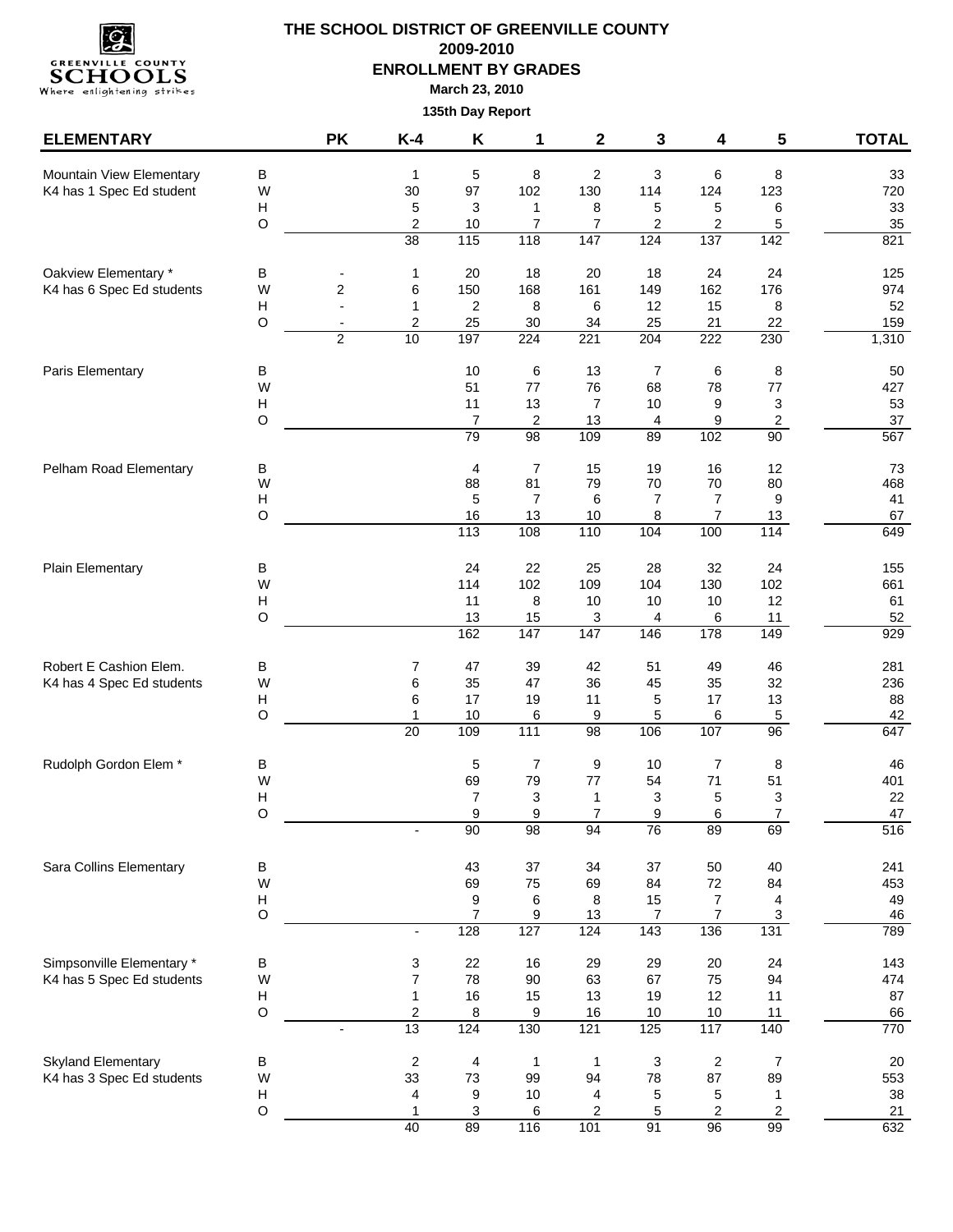# THE SCHOOL DISTRICT OF GREENVILLE COUNTY

## 2009-2010

## ENROLLMENT BY GRADES

**March 23, 2010**

**135th Day Report**

| ELEMENTARY | | PK | K-4 | K | 1 | 2 | 3 | 4 | 5 | TOTAL |
|---|---|---|---|---|---|---|---|---|---|---|
| Mountain View Elementary | B | | 1 | 5 | 8 | 2 | 3 | 6 | 8 | 33 |
| K4 has 1 Spec Ed student | W | | 30 | 97 | 102 | 130 | 114 | 124 | 123 | 720 |
| | H | | 5 | 3 | 1 | 8 | 5 | 5 | 6 | 33 |
| | O | | 2 | 10 | 7 | 7 | 2 | 2 | 5 | 35 |
| | | | 38 | 115 | 118 | 147 | 124 | 137 | 142 | 821 |
| Oakview Elementary * | B | - | 1 | 20 | 18 | 20 | 18 | 24 | 24 | 125 |
| K4 has 6 Spec Ed students | W | 2 | 6 | 150 | 168 | 161 | 149 | 162 | 176 | 974 |
| | H | - | 1 | 2 | 8 | 6 | 12 | 15 | 8 | 52 |
| | O | - | 2 | 25 | 30 | 34 | 25 | 21 | 22 | 159 |
| | | 2 | 10 | 197 | 224 | 221 | 204 | 222 | 230 | 1,310 |
| Paris Elementary | B | | | 10 | 6 | 13 | 7 | 6 | 8 | 50 |
| | W | | | 51 | 77 | 76 | 68 | 78 | 77 | 427 |
| | H | | | 11 | 13 | 7 | 10 | 9 | 3 | 53 |
| | O | | | 7 | 2 | 13 | 4 | 9 | 2 | 37 |
| | | | | 79 | 98 | 109 | 89 | 102 | 90 | 567 |
| Pelham Road Elementary | B | | | 4 | 7 | 15 | 19 | 16 | 12 | 73 |
| | W | | | 88 | 81 | 79 | 70 | 70 | 80 | 468 |
| | H | | | 5 | 7 | 6 | 7 | 7 | 9 | 41 |
| | O | | | 16 | 13 | 10 | 8 | 7 | 13 | 67 |
| | | | | 113 | 108 | 110 | 104 | 100 | 114 | 649 |
| Plain Elementary | B | | | 24 | 22 | 25 | 28 | 32 | 24 | 155 |
| | W | | | 114 | 102 | 109 | 104 | 130 | 102 | 661 |
| | H | | | 11 | 8 | 10 | 10 | 10 | 12 | 61 |
| | O | | | 13 | 15 | 3 | 4 | 6 | 11 | 52 |
| | | | | 162 | 147 | 147 | 146 | 178 | 149 | 929 |
| Robert E Cashion Elem. | B | | 7 | 47 | 39 | 42 | 51 | 49 | 46 | 281 |
| K4 has 4 Spec Ed students | W | | 6 | 35 | 47 | 36 | 45 | 35 | 32 | 236 |
| | H | | 6 | 17 | 19 | 11 | 5 | 17 | 13 | 88 |
| | O | | 1 | 10 | 6 | 9 | 5 | 6 | 5 | 42 |
| | | | 20 | 109 | 111 | 98 | 106 | 107 | 96 | 647 |
| Rudolph Gordon Elem * | B | | | 5 | 7 | 9 | 10 | 7 | 8 | 46 |
| | W | | | 69 | 79 | 77 | 54 | 71 | 51 | 401 |
| | H | | | 7 | 3 | 1 | 3 | 5 | 3 | 22 |
| | O | | | 9 | 9 | 7 | 9 | 6 | 7 | 47 |
| | | | - | 90 | 98 | 94 | 76 | 89 | 69 | 516 |
| Sara Collins Elementary | B | | | 43 | 37 | 34 | 37 | 50 | 40 | 241 |
| | W | | | 69 | 75 | 69 | 84 | 72 | 84 | 453 |
| | H | | | 9 | 6 | 8 | 15 | 7 | 4 | 49 |
| | O | | | 7 | 9 | 13 | 7 | 7 | 3 | 46 |
| | | | - | 128 | 127 | 124 | 143 | 136 | 131 | 789 |
| Simpsonville Elementary * | B | | 3 | 22 | 16 | 29 | 29 | 20 | 24 | 143 |
| K4 has 5 Spec Ed students | W | | 7 | 78 | 90 | 63 | 67 | 75 | 94 | 474 |
| | H | | 1 | 16 | 15 | 13 | 19 | 12 | 11 | 87 |
| | O | | 2 | 8 | 9 | 16 | 10 | 10 | 11 | 66 |
| | | - | 13 | 124 | 130 | 121 | 125 | 117 | 140 | 770 |
| Skyland Elementary | B | | 2 | 4 | 1 | 1 | 3 | 2 | 7 | 20 |
| K4 has 3 Spec Ed students | W | | 33 | 73 | 99 | 94 | 78 | 87 | 89 | 553 |
| | H | | 4 | 9 | 10 | 4 | 5 | 5 | 1 | 38 |
| | O | | 1 | 3 | 6 | 2 | 5 | 2 | 2 | 21 |
| | | | 40 | 89 | 116 | 101 | 91 | 96 | 99 | 632 |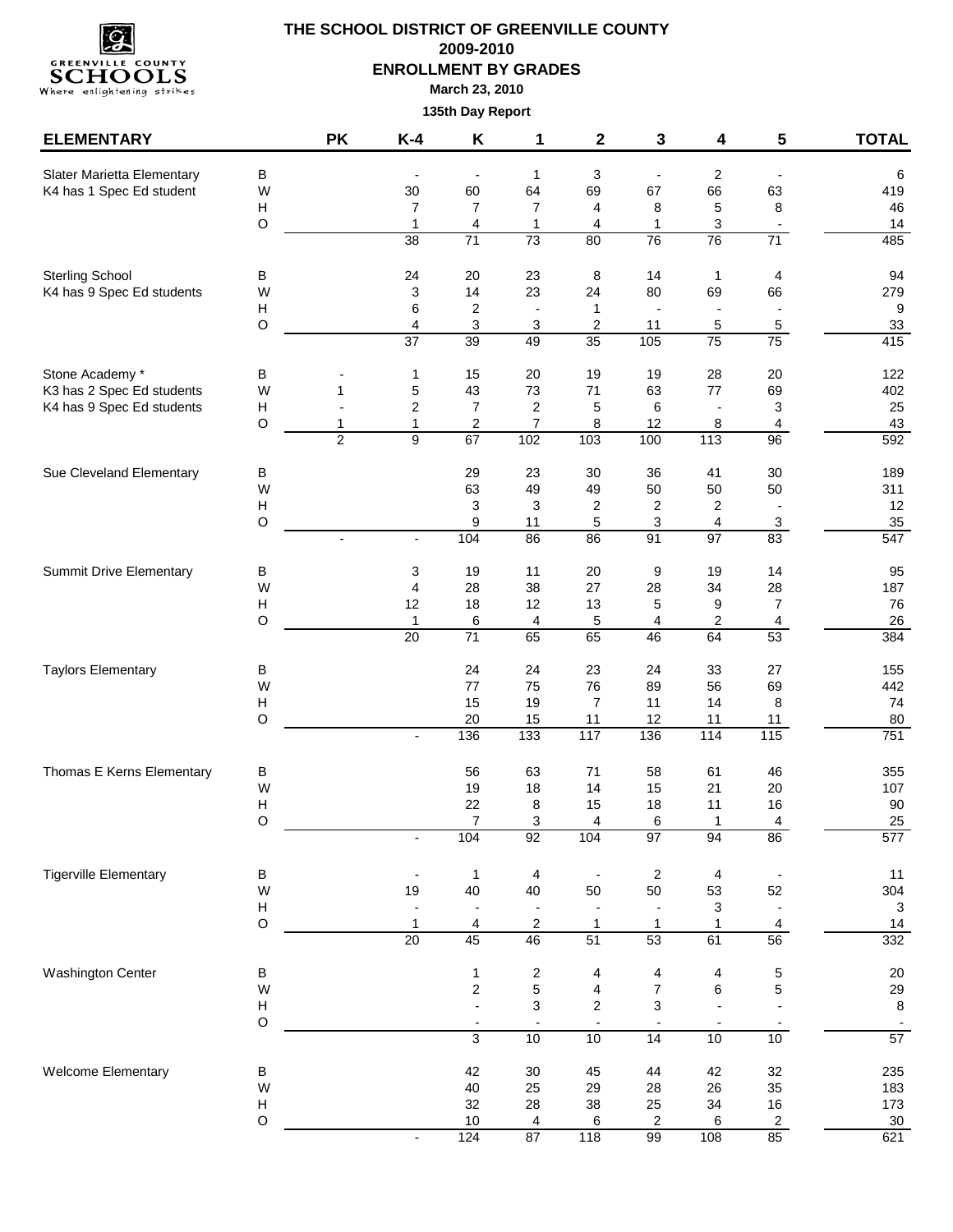# THE SCHOOL DISTRICT OF GREENVILLE COUNTY

## 2009-2010

## ENROLLMENT BY GRADES

**March 23, 2010**

**135th Day Report**

| ELEMENTARY | | PK | K-4 | K | 1 | 2 | 3 | 4 | 5 | TOTAL |
|---|---|---|---|---|---|---|---|---|---|---|
| Slater Marietta Elementary | B | | - | - | 1 | 3 | - | 2 | - | 6 |
| K4 has 1 Spec Ed student | W | | 30 | 60 | 64 | 69 | 67 | 66 | 63 | 419 |
| | H | | 7 | 7 | 7 | 4 | 8 | 5 | 8 | 46 |
| | O | | 1 | 4 | 1 | 4 | 1 | 3 | - | 14 |
| | | | 38 | 71 | 73 | 80 | 76 | 76 | 71 | 485 |
| Sterling School | B | | 24 | 20 | 23 | 8 | 14 | 1 | 4 | 94 |
| K4 has 9 Spec Ed students | W | | 3 | 14 | 23 | 24 | 80 | 69 | 66 | 279 |
| | H | | 6 | 2 | - | 1 | - | - | - | 9 |
| | O | | 4 | 3 | 3 | 2 | 11 | 5 | 5 | 33 |
| | | | 37 | 39 | 49 | 35 | 105 | 75 | 75 | 415 |
| Stone Academy * | B | - | 1 | 15 | 20 | 19 | 19 | 28 | 20 | 122 |
| K3 has 2 Spec Ed students | W | 1 | 5 | 43 | 73 | 71 | 63 | 77 | 69 | 402 |
| K4 has 9 Spec Ed students | H | - | 2 | 7 | 2 | 5 | 6 | - | 3 | 25 |
| | O | 1 | 1 | 2 | 7 | 8 | 12 | 8 | 4 | 43 |
| | | 2 | 9 | 67 | 102 | 103 | 100 | 113 | 96 | 592 |
| Sue Cleveland Elementary | B | | | 29 | 23 | 30 | 36 | 41 | 30 | 189 |
| | W | | | 63 | 49 | 49 | 50 | 50 | 50 | 311 |
| | H | | | 3 | 3 | 2 | 2 | 2 | - | 12 |
| | O | | | 9 | 11 | 5 | 3 | 4 | 3 | 35 |
| | | - | - | 104 | 86 | 86 | 91 | 97 | 83 | 547 |
| Summit Drive Elementary | B | | 3 | 19 | 11 | 20 | 9 | 19 | 14 | 95 |
| | W | | 4 | 28 | 38 | 27 | 28 | 34 | 28 | 187 |
| | H | | 12 | 18 | 12 | 13 | 5 | 9 | 7 | 76 |
| | O | | 1 | 6 | 4 | 5 | 4 | 2 | 4 | 26 |
| | | | 20 | 71 | 65 | 65 | 46 | 64 | 53 | 384 |
| Taylors Elementary | B | | | 24 | 24 | 23 | 24 | 33 | 27 | 155 |
| | W | | | 77 | 75 | 76 | 89 | 56 | 69 | 442 |
| | H | | | 15 | 19 | 7 | 11 | 14 | 8 | 74 |
| | O | | | 20 | 15 | 11 | 12 | 11 | 11 | 80 |
| | | | - | 136 | 133 | 117 | 136 | 114 | 115 | 751 |
| Thomas E Kerns Elementary | B | | | 56 | 63 | 71 | 58 | 61 | 46 | 355 |
| | W | | | 19 | 18 | 14 | 15 | 21 | 20 | 107 |
| | H | | | 22 | 8 | 15 | 18 | 11 | 16 | 90 |
| | O | | | 7 | 3 | 4 | 6 | 1 | 4 | 25 |
| | | | - | 104 | 92 | 104 | 97 | 94 | 86 | 577 |
| Tigerville Elementary | B | | - | 1 | 4 | - | 2 | 4 | - | 11 |
| | W | | 19 | 40 | 40 | 50 | 50 | 53 | 52 | 304 |
| | H | | - | - | - | - | - | 3 | - | 3 |
| | O | | 1 | 4 | 2 | 1 | 1 | 1 | 4 | 14 |
| | | | 20 | 45 | 46 | 51 | 53 | 61 | 56 | 332 |
| Washington Center | B | | | 1 | 2 | 4 | 4 | 4 | 5 | 20 |
| | W | | | 2 | 5 | 4 | 7 | 6 | 5 | 29 |
| | H | | | - | 3 | 2 | 3 | - | - | 8 |
| | O | | | - | - | - | - | - | - | - |
| | | | | 3 | 10 | 10 | 14 | 10 | 10 | 57 |
| Welcome Elementary | B | | | 42 | 30 | 45 | 44 | 42 | 32 | 235 |
| | W | | | 40 | 25 | 29 | 28 | 26 | 35 | 183 |
| | H | | | 32 | 28 | 38 | 25 | 34 | 16 | 173 |
| | O | | | 10 | 4 | 6 | 2 | 6 | 2 | 30 |
| | | | - | 124 | 87 | 118 | 99 | 108 | 85 | 621 |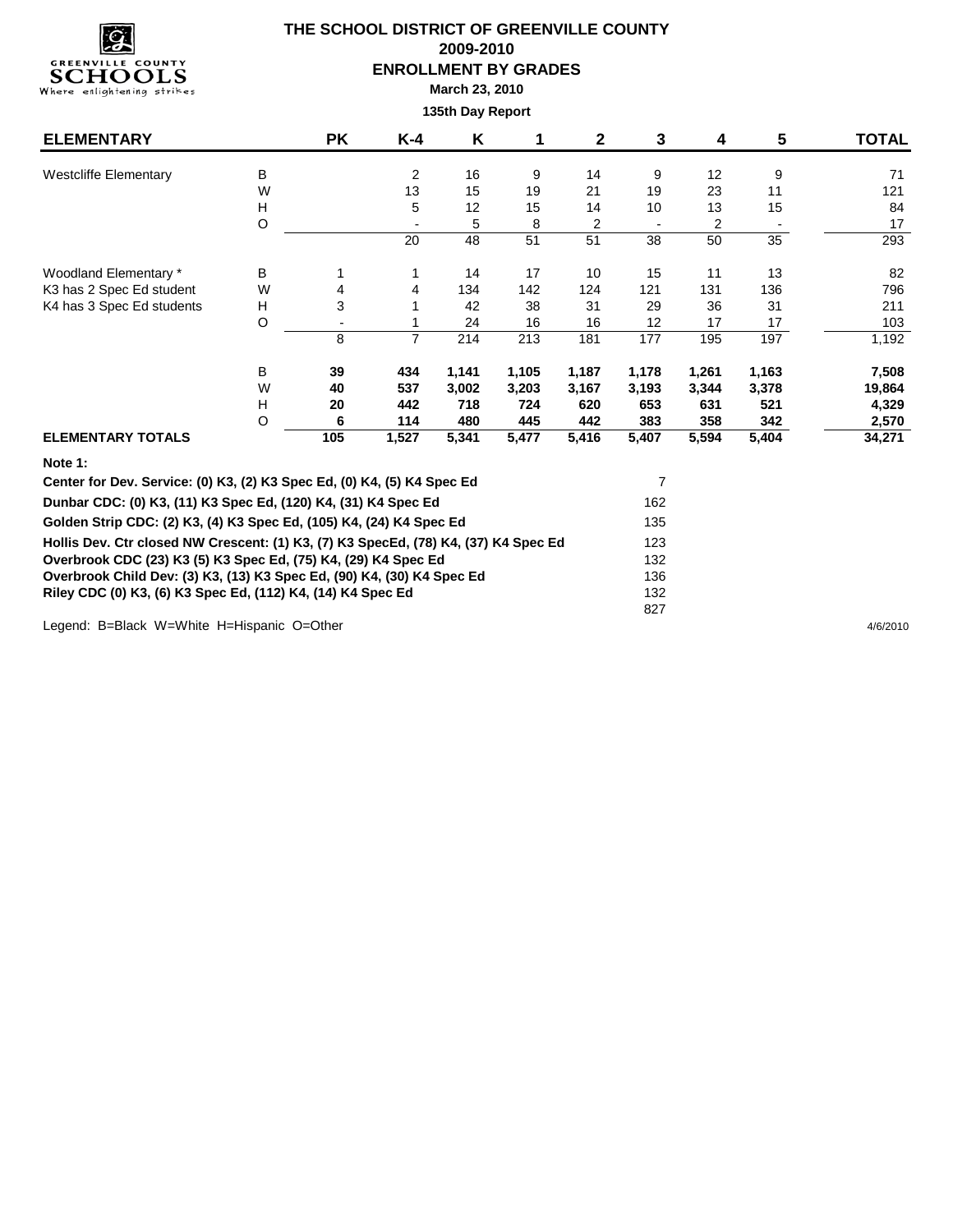# THE SCHOOL DISTRICT OF GREENVILLE COUNTY
## 2009-2010
## ENROLLMENT BY GRADES
**March 23, 2010**

**135th Day Report**

| ELEMENTARY | | PK | K-4 | K | 1 | 2 | 3 | 4 | 5 | TOTAL |
|---|---|---|---|---|---|---|---|---|---|---|
| Westcliffe Elementary | B | | 2 | 16 | 9 | 14 | 9 | 12 | 9 | 71 |
| | W | | 13 | 15 | 19 | 21 | 19 | 23 | 11 | 121 |
| | H | | 5 | 12 | 15 | 14 | 10 | 13 | 15 | 84 |
| | O | | - | 5 | 8 | 2 | - | 2 | - | 17 |
| | | | 20 | 48 | 51 | 51 | 38 | 50 | 35 | 293 |
| Woodland Elementary * | B | 1 | 1 | 14 | 17 | 10 | 15 | 11 | 13 | 82 |
| K3 has 2 Spec Ed student | W | 4 | 4 | 134 | 142 | 124 | 121 | 131 | 136 | 796 |
| K4 has 3 Spec Ed students | H | 3 | 1 | 42 | 38 | 31 | 29 | 36 | 31 | 211 |
| | O | - | 1 | 24 | 16 | 16 | 12 | 17 | 17 | 103 |
| | | 8 | 7 | 214 | 213 | 181 | 177 | 195 | 197 | 1,192 |
| | B | **39** | **434** | **1,141** | **1,105** | **1,187** | **1,178** | **1,261** | **1,163** | **7,508** |
| | W | **40** | **537** | **3,002** | **3,203** | **3,167** | **3,193** | **3,344** | **3,378** | **19,864** |
| | H | **20** | **442** | **718** | **724** | **620** | **653** | **631** | **521** | **4,329** |
| | O | **6** | **114** | **480** | **445** | **442** | **383** | **358** | **342** | **2,570** |
| **ELEMENTARY TOTALS** | | **105** | **1,527** | **5,341** | **5,477** | **5,416** | **5,407** | **5,594** | **5,404** | **34,271** |

**Note 1:**

| | |
|---|---|
| **Center for Dev. Service: (0) K3, (2) K3 Spec Ed, (0) K4, (5) K4 Spec Ed** | 7 |
| **Dunbar CDC: (0) K3, (11) K3 Spec Ed, (120) K4, (31) K4 Spec Ed** | 162 |
| **Golden Strip CDC: (2) K3, (4) K3 Spec Ed, (105) K4, (24) K4 Spec Ed** | 135 |
| **Hollis Dev. Ctr closed NW Crescent: (1) K3, (7) K3 SpecEd, (78) K4, (37) K4 Spec Ed** | 123 |
| **Overbrook CDC (23) K3 (5) K3 Spec Ed, (75) K4, (29) K4 Spec Ed** | 132 |
| **Overbrook Child Dev: (3) K3, (13) K3 Spec Ed, (90) K4, (30) K4 Spec Ed** | 136 |
| **Riley CDC (0) K3, (6) K3 Spec Ed, (112) K4, (14) K4 Spec Ed** | 132 |
| | 827 |

Legend: B=Black W=White H=Hispanic O=Other

4/6/2010